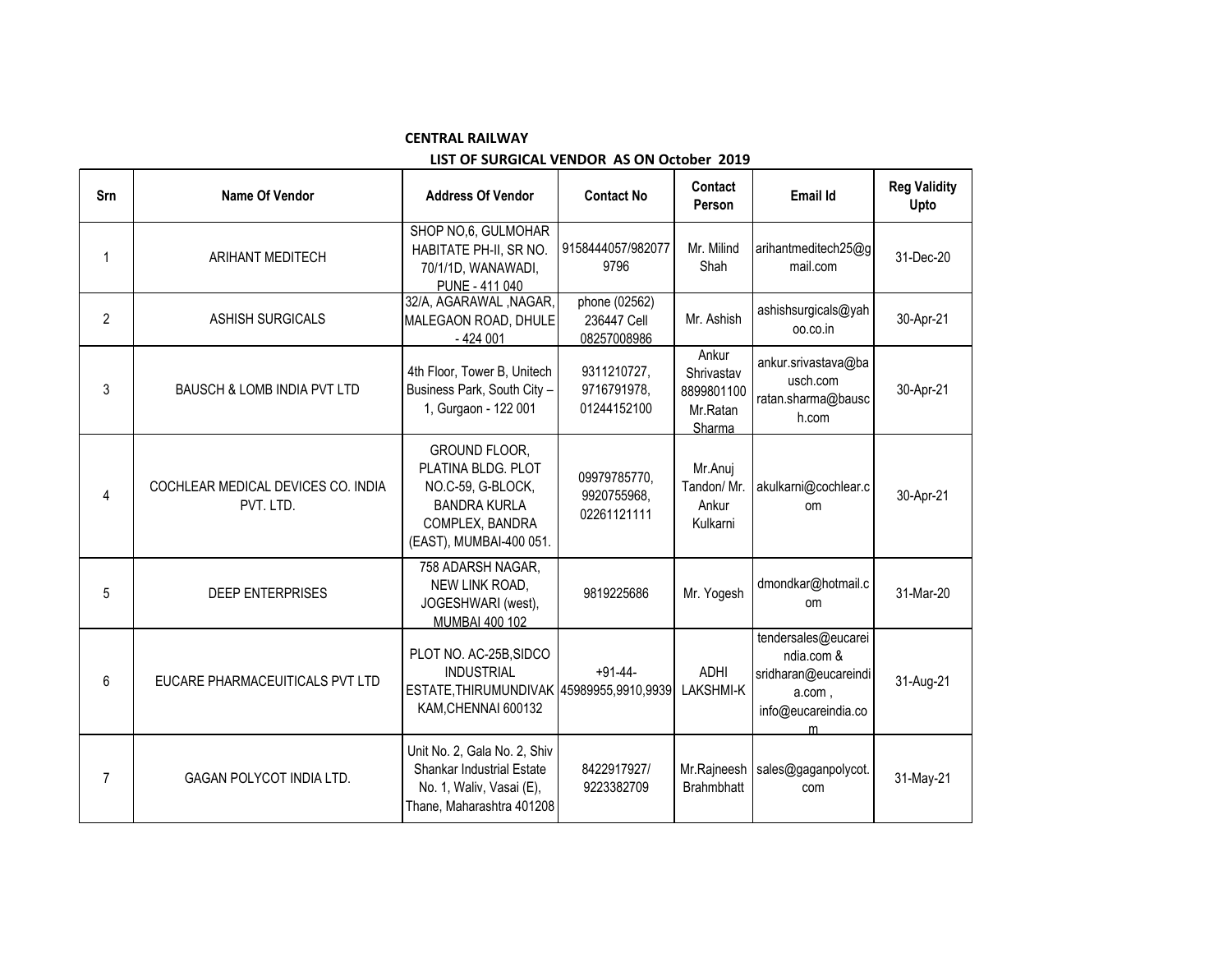**CENTRAL RAILWAY**

**LIST OF SURGICAL VENDOR AS ON October 2019**

| Srn | Name Of Vendor | Address Of Vendor | Contact No | Contact Person | Email Id | Reg Validity Upto |
|---|---|---|---|---|---|---|
| 1 | ARIHANT MEDITECH | SHOP NO,6, GULMOHAR HABITATE PH-II, SR NO. 70/1/1D, WANAWADI, PUNE - 411 040 | 9158444057/9820779796 | Mr. Milind Shah | arihantmeditech25@gmail.com | 31-Dec-20 |
| 2 | ASHISH SURGICALS | 32/A, AGARAWAL ,NAGAR, MALEGAON ROAD, DHULE - 424 001 | phone (02562) 236447 Cell 08257008986 | Mr. Ashish | ashishsurgicals@yahoo.co.in | 30-Apr-21 |
| 3 | BAUSCH & LOMB INDIA PVT LTD | 4th Floor, Tower B, Unitech Business Park, South City – 1, Gurgaon - 122 001 | 9311210727, 9716791978, 01244152100 | Ankur Shrivastav 8899801100 Mr.Ratan Sharma | ankur.srivastava@bausch.com ratan.sharma@bausch.com | 30-Apr-21 |
| 4 | COCHLEAR MEDICAL DEVICES CO. INDIA PVT. LTD. | GROUND FLOOR, PLATINA BLDG. PLOT NO.C-59, G-BLOCK, BANDRA KURLA COMPLEX, BANDRA (EAST), MUMBAI-400 051. | 09979785770, 9920755968, 02261121111 | Mr.Anuj Tandon/ Mr. Ankur Kulkarni | akulkarni@cochlear.com | 30-Apr-21 |
| 5 | DEEP ENTERPRISES | 758 ADARSH NAGAR, NEW LINK ROAD, JOGESHWARI (west), MUMBAI 400 102 | 9819225686 | Mr. Yogesh | dmondkar@hotmail.com | 31-Mar-20 |
| 6 | EUCARE PHARMACEUITICALS PVT LTD | PLOT NO. AC-25B,SIDCO INDUSTRIAL ESTATE,THIRUMUNDIVAKKAM,CHENNAI 600132 | +91-44-45989955,9910,9939 | ADHI LAKSHMI-K | tendersales@eucareindia.com & sridharan@eucareindia.com , info@eucareindia.com | 31-Aug-21 |
| 7 | GAGAN POLYCOT INDIA LTD. | Unit No. 2, Gala No. 2, Shiv Shankar Industrial Estate No. 1, Waliv, Vasai (E), Thane, Maharashtra 401208 | 8422917927/ 9223382709 | Mr.Rajneesh Brahmbhatt | sales@gaganpolycot.com | 31-May-21 |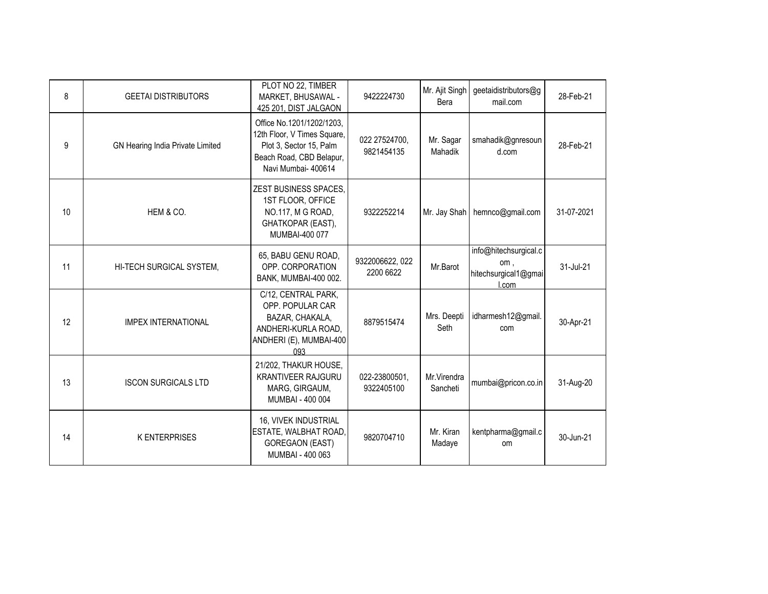| 8 | GEETAI DISTRIBUTORS | PLOT NO 22, TIMBER MARKET, BHUSAWAL - 425 201, DIST JALGAON | 9422224730 | Mr. Ajit Singh Bera | geetaidistributors@gmail.com | 28-Feb-21 |
|---|---|---|---|---|---|---|
| 9 | GN Hearing India Private Limited | Office No.1201/1202/1203, 12th Floor, V Times Square, Plot 3, Sector 15, Palm Beach Road, CBD Belapur, Navi Mumbai- 400614 | 022 27524700, 9821454135 | Mr. Sagar Mahadik | smahadik@gnresound.com | 28-Feb-21 |
| 10 | HEM & CO. | ZEST BUSINESS SPACES, 1ST FLOOR, OFFICE NO.117, M G ROAD, GHATKOPAR (EAST), MUMBAI-400 077 | 9322252214 | Mr. Jay Shah | hemnco@gmail.com | 31-07-2021 |
| 11 | HI-TECH SURGICAL SYSTEM, | 65, BABU GENU ROAD, OPP. CORPORATION BANK, MUMBAI-400 002. | 9322006622, 022 2200 6622 | Mr.Barot | info@hitechsurgical.com , hitechsurgical1@gmail.com | 31-Jul-21 |
| 12 | IMPEX INTERNATIONAL | C/12, CENTRAL PARK, OPP. POPULAR CAR BAZAR, CHAKALA, ANDHERI-KURLA ROAD, ANDHERI (E), MUMBAI-400 093 | 8879515474 | Mrs. Deepti Seth | idharmesh12@gmail.com | 30-Apr-21 |
| 13 | ISCON SURGICALS LTD | 21/202, THAKUR HOUSE, KRANTIVEER RAJGURU MARG, GIRGAUM, MUMBAI - 400 004 | 022-23800501, 9322405100 | Mr.Virendra Sancheti | mumbai@pricon.co.in | 31-Aug-20 |
| 14 | K ENTERPRISES | 16, VIVEK INDUSTRIAL ESTATE, WALBHAT ROAD, GOREGAON (EAST) MUMBAI - 400 063 | 9820704710 | Mr. Kiran Madaye | kentpharma@gmail.com | 30-Jun-21 |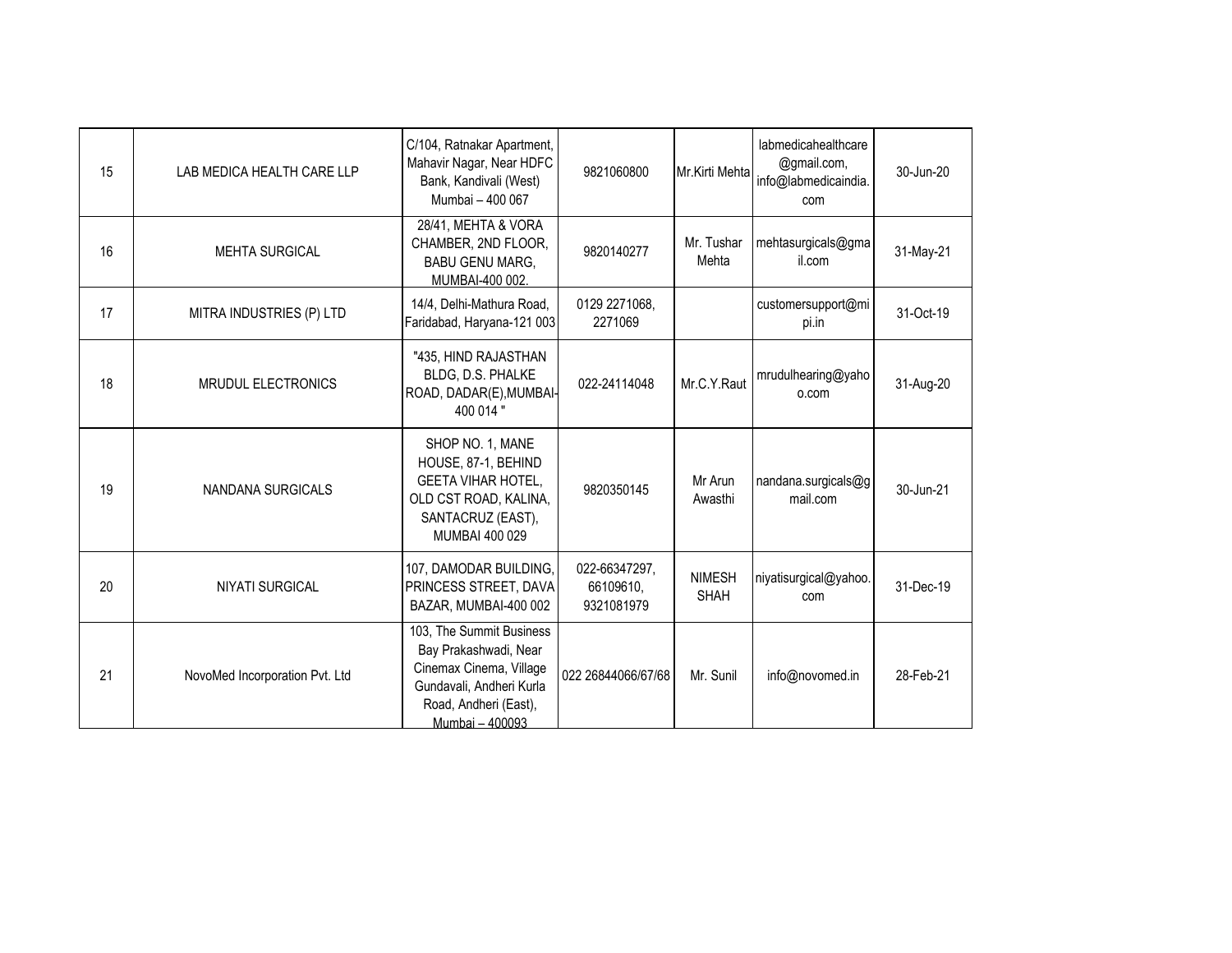| 15 | LAB MEDICA HEALTH CARE LLP | C/104, Ratnakar Apartment, Mahavir Nagar, Near HDFC Bank, Kandivali (West) Mumbai – 400 067 | 9821060800 | Mr.Kirti Mehta | labmedicahealthcare@gmail.com, info@labmedicaindia.com | 30-Jun-20 |
|---|---|---|---|---|---|---|
| 16 | MEHTA SURGICAL | 28/41, MEHTA & VORA CHAMBER, 2ND FLOOR, BABU GENU MARG, MUMBAI-400 002. | 9820140277 | Mr. Tushar Mehta | mehtasurgicals@gmail.com | 31-May-21 |
| 17 | MITRA INDUSTRIES (P) LTD | 14/4, Delhi-Mathura Road, Faridabad, Haryana-121 003 | 0129 2271068, 2271069 | | customersupport@mipi.in | 31-Oct-19 |
| 18 | MRUDUL ELECTRONICS | "435, HIND RAJASTHAN BLDG, D.S. PHALKE ROAD, DADAR(E),MUMBAI-400 014 " | 022-24114048 | Mr.C.Y.Raut | mrudulhearing@yahoo.com | 31-Aug-20 |
| 19 | NANDANA SURGICALS | SHOP NO. 1, MANE HOUSE, 87-1, BEHIND GEETA VIHAR HOTEL, OLD CST ROAD, KALINA, SANTACRUZ (EAST), MUMBAI 400 029 | 9820350145 | Mr Arun Awasthi | nandana.surgicals@gmail.com | 30-Jun-21 |
| 20 | NIYATI SURGICAL | 107, DAMODAR BUILDING, PRINCESS STREET, DAVA BAZAR, MUMBAI-400 002 | 022-66347297, 66109610, 9321081979 | NIMESH SHAH | niyatisurgical@yahoo.com | 31-Dec-19 |
| 21 | NovoMed Incorporation Pvt. Ltd | 103, The Summit Business Bay Prakashwadi, Near Cinemax Cinema, Village Gundavali, Andheri Kurla Road, Andheri (East), Mumbai – 400093 | 022 26844066/67/68 | Mr. Sunil | info@novomed.in | 28-Feb-21 |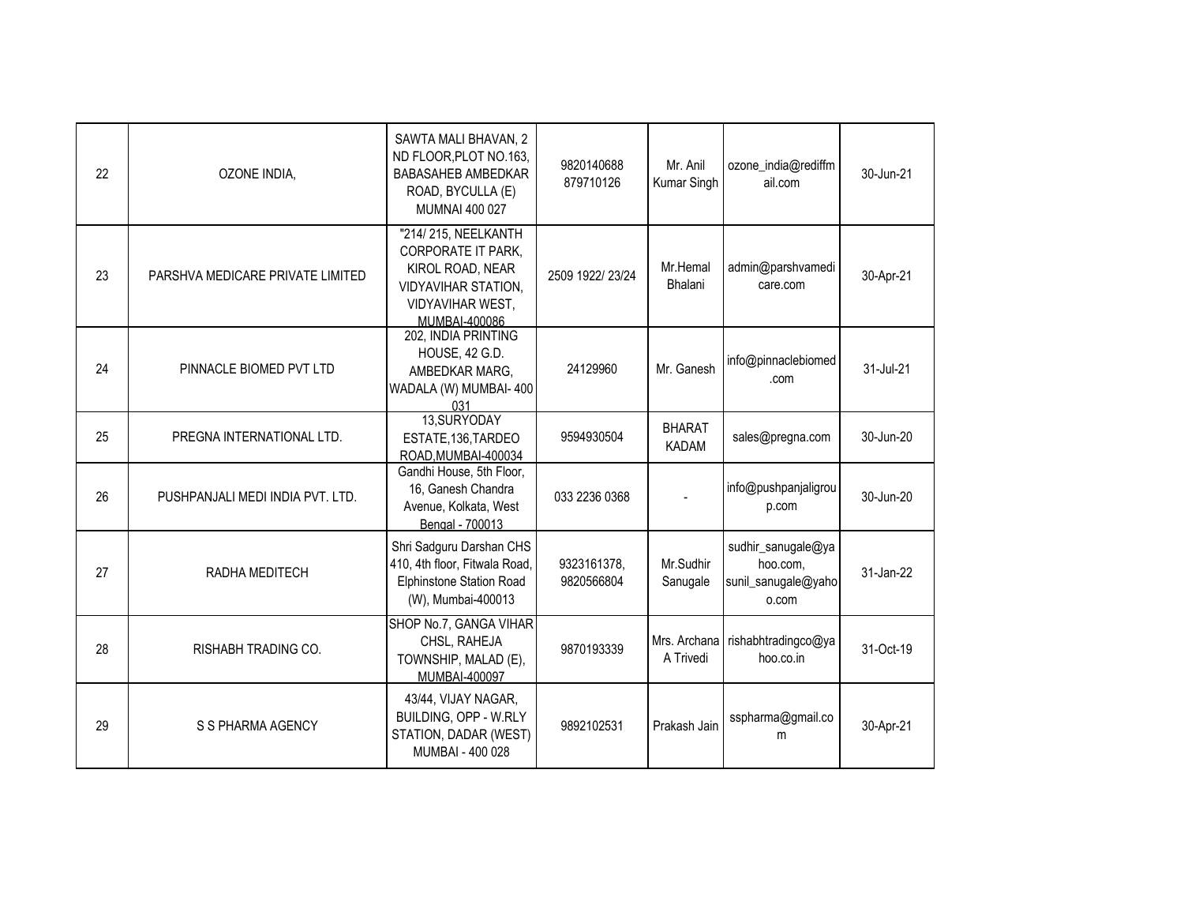| 22 | OZONE INDIA, | SAWTA MALI BHAVAN, 2 ND FLOOR,PLOT NO.163, BABASAHEB AMBEDKAR ROAD, BYCULLA (E) MUMNAI 400 027 | 9820140688 879710126 | Mr. Anil Kumar Singh | ozone_india@rediffmail.com | 30-Jun-21 |
|---|---|---|---|---|---|---|
| 23 | PARSHVA MEDICARE PRIVATE LIMITED | "214/ 215, NEELKANTH CORPORATE IT PARK, KIROL ROAD, NEAR VIDYAVIHAR STATION, VIDYAVIHAR WEST, MUMBAI-400086 | 2509 1922/ 23/24 | Mr.Hemal Bhalani | admin@parshvamedicare.com | 30-Apr-21 |
| 24 | PINNACLE BIOMED PVT LTD | 202, INDIA PRINTING HOUSE, 42 G.D. AMBEDKAR MARG, WADALA (W) MUMBAI- 400 031 | 24129960 | Mr. Ganesh | info@pinnaclebiomed.com | 31-Jul-21 |
| 25 | PREGNA INTERNATIONAL LTD. | 13,SURYODAY ESTATE,136,TARDEO ROAD,MUMBAI-400034 | 9594930504 | BHARAT KADAM | sales@pregna.com | 30-Jun-20 |
| 26 | PUSHPANJALI MEDI INDIA PVT. LTD. | Gandhi House, 5th Floor, 16, Ganesh Chandra Avenue, Kolkata, West Bengal - 700013 | 033 2236 0368 | - | info@pushpanjaligroup.com | 30-Jun-20 |
| 27 | RADHA MEDITECH | Shri Sadguru Darshan CHS 410, 4th floor, Fitwala Road, Elphinstone Station Road (W), Mumbai-400013 | 9323161378, 9820566804 | Mr.Sudhir Sanugale | sudhir_sanugale@yahoo.com, sunil_sanugale@yahoo.com | 31-Jan-22 |
| 28 | RISHABH TRADING CO. | SHOP No.7, GANGA VIHAR CHSL, RAHEJA TOWNSHIP, MALAD (E), MUMBAI-400097 | 9870193339 | Mrs. Archana A Trivedi | rishabhtradingco@yahoo.co.in | 31-Oct-19 |
| 29 | S S PHARMA AGENCY | 43/44, VIJAY NAGAR, BUILDING, OPP - W.RLY STATION, DADAR (WEST) MUMBAI - 400 028 | 9892102531 | Prakash Jain | sspharma@gmail.com | 30-Apr-21 |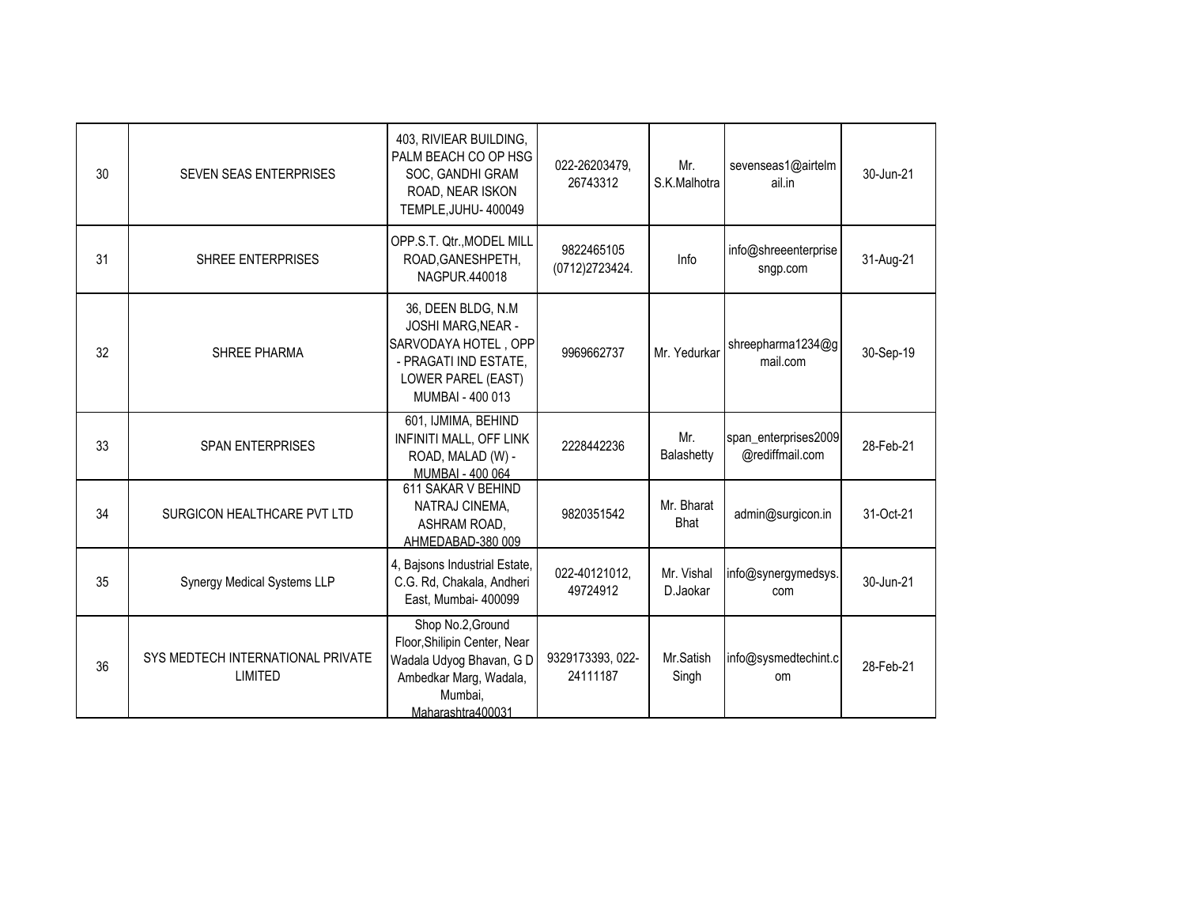| 30 | SEVEN SEAS ENTERPRISES | 403, RIVIEAR BUILDING, PALM BEACH CO OP HSG SOC, GANDHI GRAM ROAD, NEAR ISKON TEMPLE,JUHU- 400049 | 022-26203479, 26743312 | Mr. S.K.Malhotra | sevenseas1@airtelmail.in | 30-Jun-21 |
|---|---|---|---|---|---|---|
| 31 | SHREE ENTERPRISES | OPP.S.T. Qtr.,MODEL MILL ROAD,GANESHPETH, NAGPUR.440018 | 9822465105 (0712)2723424. | Info | info@shreeenterprisesngp.com | 31-Aug-21 |
| 32 | SHREE PHARMA | 36, DEEN BLDG, N.M JOSHI MARG,NEAR - SARVODAYA HOTEL , OPP - PRAGATI IND ESTATE, LOWER PAREL (EAST) MUMBAI - 400 013 | 9969662737 | Mr. Yedurkar | shreepharma1234@gmail.com | 30-Sep-19 |
| 33 | SPAN ENTERPRISES | 601, IJMIMA, BEHIND INFINITI MALL, OFF LINK ROAD, MALAD (W) - MUMBAI - 400 064 | 2228442236 | Mr. Balashetty | span_enterprises2009@rediffmail.com | 28-Feb-21 |
| 34 | SURGICON HEALTHCARE PVT LTD | 611 SAKAR V BEHIND NATRAJ CINEMA, ASHRAM ROAD, AHMEDABAD-380 009 | 9820351542 | Mr. Bharat Bhat | admin@surgicon.in | 31-Oct-21 |
| 35 | Synergy Medical Systems LLP | 4, Bajsons Industrial Estate, C.G. Rd, Chakala, Andheri East, Mumbai- 400099 | 022-40121012, 49724912 | Mr. Vishal D.Jaokar | info@synergymedsys.com | 30-Jun-21 |
| 36 | SYS MEDTECH INTERNATIONAL PRIVATE LIMITED | Shop No.2,Ground Floor,Shilipin Center, Near Wadala Udyog Bhavan, G D Ambedkar Marg, Wadala, Mumbai, Maharashtra400031 | 9329173393, 022-24111187 | Mr.Satish Singh | info@sysmedtechint.com | 28-Feb-21 |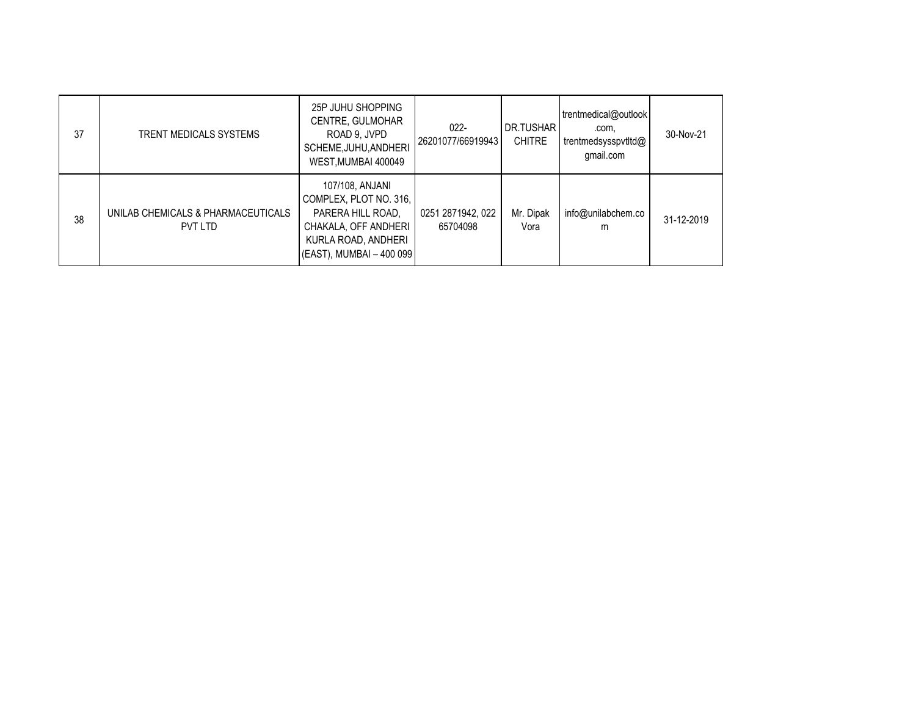| | | | | | | |
|---|---|---|---|---|---|---|
| 37 | TRENT MEDICALS SYSTEMS | 25P JUHU SHOPPING CENTRE, GULMOHAR ROAD 9, JVPD SCHEME,JUHU,ANDHERI WEST,MUMBAI 400049 | 022-26201077/66919943 | DR.TUSHAR CHITRE | trentmedical@outlook.com, trentmedsysspvtltd@gmail.com | 30-Nov-21 |
| 38 | UNILAB CHEMICALS & PHARMACEUTICALS PVT LTD | 107/108, ANJANI COMPLEX, PLOT NO. 316, PARERA HILL ROAD, CHAKALA, OFF ANDHERI KURLA ROAD, ANDHERI (EAST), MUMBAI – 400 099 | 0251 2871942, 022 65704098 | Mr. Dipak Vora | info@unilabchem.com | 31-12-2019 |